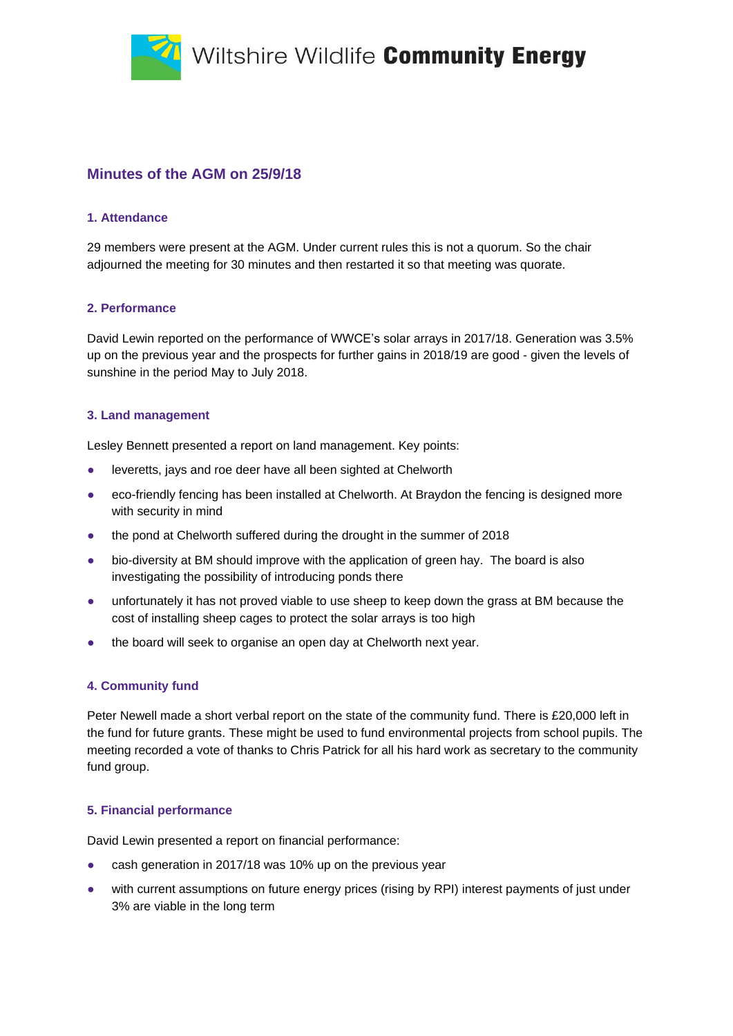Wiltshire Wildlife **Community Energy**

# Minutes of the AGM on 25/9/18

## 1. Attendance

29 members were present at the AGM. Under current rules this is not a quorum. So the chair adjourned the meeting for 30 minutes and then restarted it so that meeting was quorate.

## 2. Performance

David Lewin reported on the performance of WWCE's solar arrays in 2017/18. Generation was 3.5% up on the previous year and the prospects for further gains in 2018/19 are good - given the levels of sunshine in the period May to July 2018.

## 3. Land management

Lesley Bennett presented a report on land management. Key points:

- leveretts, jays and roe deer have all been sighted at Chelworth
- eco-friendly fencing has been installed at Chelworth. At Braydon the fencing is designed more with security in mind
- the pond at Chelworth suffered during the drought in the summer of 2018
- bio-diversity at BM should improve with the application of green hay. The board is also investigating the possibility of introducing ponds there
- unfortunately it has not proved viable to use sheep to keep down the grass at BM because the cost of installing sheep cages to protect the solar arrays is too high
- the board will seek to organise an open day at Chelworth next year.

## 4. Community fund

Peter Newell made a short verbal report on the state of the community fund. There is £20,000 left in the fund for future grants. These might be used to fund environmental projects from school pupils. The meeting recorded a vote of thanks to Chris Patrick for all his hard work as secretary to the community fund group.

## 5. Financial performance

David Lewin presented a report on financial performance:

- cash generation in 2017/18 was 10% up on the previous year
- with current assumptions on future energy prices (rising by RPI) interest payments of just under 3% are viable in the long term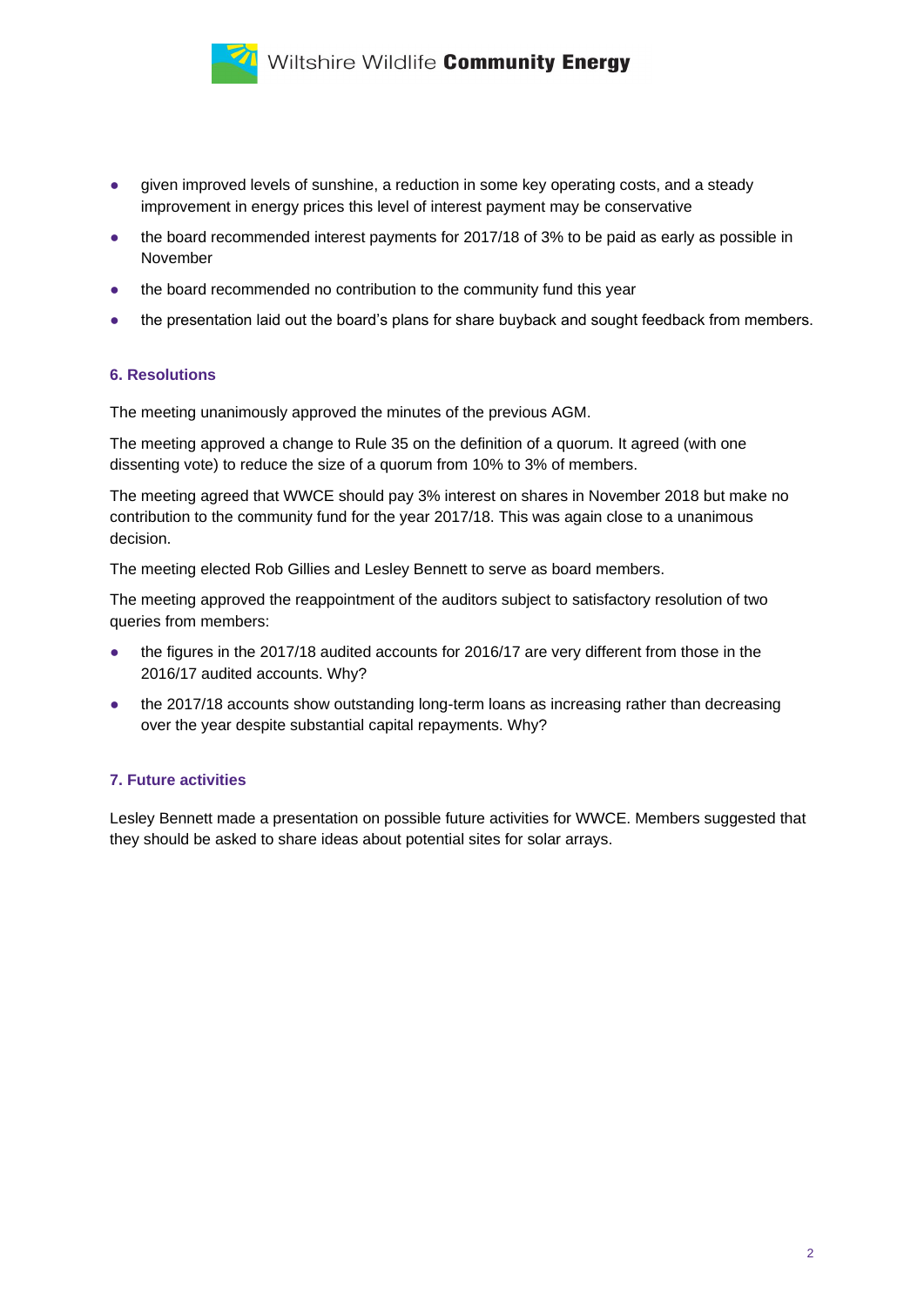- given improved levels of sunshine, a reduction in some key operating costs, and a steady improvement in energy prices this level of interest payment may be conservative
- the board recommended interest payments for 2017/18 of 3% to be paid as early as possible in November
- the board recommended no contribution to the community fund this year
- the presentation laid out the board's plans for share buyback and sought feedback from members.

### 6. Resolutions

The meeting unanimously approved the minutes of the previous AGM.

The meeting approved a change to Rule 35 on the definition of a quorum. It agreed (with one dissenting vote) to reduce the size of a quorum from 10% to 3% of members.

The meeting agreed that WWCE should pay 3% interest on shares in November 2018 but make no contribution to the community fund for the year 2017/18. This was again close to a unanimous decision.

The meeting elected Rob Gillies and Lesley Bennett to serve as board members.

The meeting approved the reappointment of the auditors subject to satisfactory resolution of two queries from members:

- the figures in the 2017/18 audited accounts for 2016/17 are very different from those in the 2016/17 audited accounts. Why?
- the 2017/18 accounts show outstanding long-term loans as increasing rather than decreasing over the year despite substantial capital repayments. Why?

### 7. Future activities

Lesley Bennett made a presentation on possible future activities for WWCE. Members suggested that they should be asked to share ideas about potential sites for solar arrays.